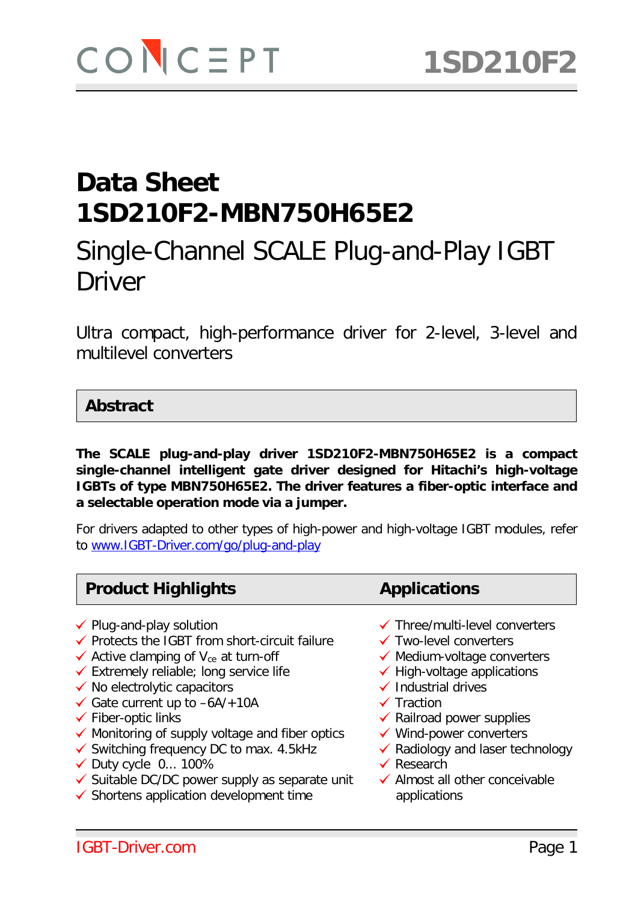# Data Sheet 1SD210F2-MBN750H65E2

## Single-Channel SCALE Plug-and-Play IGBT Driver

Ultra compact, high-performance driver for 2-level, 3-level and multilevel converters

## Abstract

**The SCALE plug-and-play driver 1SD210F2-MBN750H65E2 is a compact single-channel intelligent gate driver designed for Hitachi's high-voltage IGBTs of type MBN750H65E2. The driver features a fiber-optic interface and a selectable operation mode via a jumper.**

For drivers adapted to other types of high-power and high-voltage IGBT modules, refer to [www.IGBT-Driver.com/go/plug-and-play](www.IGBT-Driver.com/go/plug-and-play)

## Product Highlights

- ✓ Plug-and-play solution
- ✓ Protects the IGBT from short-circuit failure
- ✓ Active clamping of $V_{ce}$ at turn-off
- ✓ Extremely reliable; long service life
- ✓ No electrolytic capacitors
- ✓ Gate current up to –6A/+10A
- ✓ Fiber-optic links
- ✓ Monitoring of supply voltage and fiber optics
- ✓ Switching frequency DC to max. 4.5kHz
- ✓ Duty cycle 0... 100%
- ✓ Suitable DC/DC power supply as separate unit
- ✓ Shortens application development time

## Applications

- ✓ Three/multi-level converters
- ✓ Two-level converters
- ✓ Medium-voltage converters
- ✓ High-voltage applications
- ✓ Industrial drives
- ✓ Traction
- ✓ Railroad power supplies
- ✓ Wind-power converters
- ✓ Radiology and laser technology
- ✓ Research
- ✓ Almost all other conceivable applications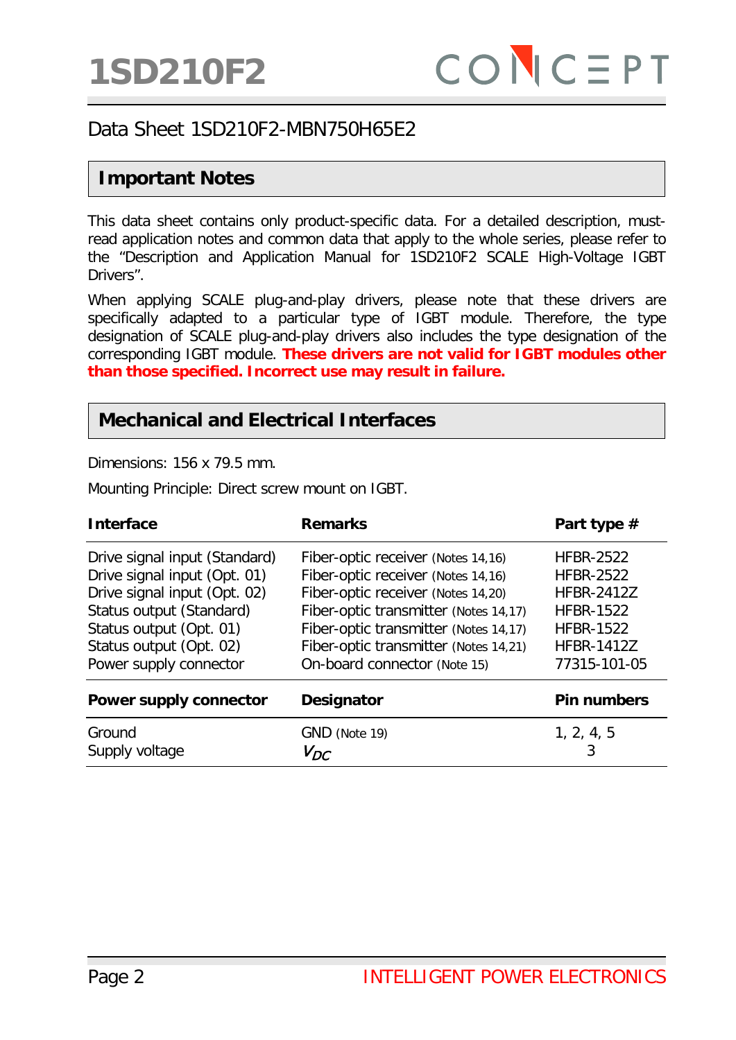Data Sheet 1SD210F2-MBN750H65E2

## Important Notes

This data sheet contains only product-specific data. For a detailed description, must-read application notes and common data that apply to the whole series, please refer to the "Description and Application Manual for 1SD210F2 SCALE High-Voltage IGBT Drivers".

When applying SCALE plug-and-play drivers, please note that these drivers are specifically adapted to a particular type of IGBT module. Therefore, the type designation of SCALE plug-and-play drivers also includes the type designation of the corresponding IGBT module. **These drivers are not valid for IGBT modules other than those specified. Incorrect use may result in failure.**

## Mechanical and Electrical Interfaces

Dimensions: 156 x 79.5 mm.

Mounting Principle: Direct screw mount on IGBT.

| Interface | Remarks | Part type # |
|---|---|---|
| Drive signal input (Standard) | Fiber-optic receiver (Notes 14,16) | HFBR-2522 |
| Drive signal input (Opt. 01) | Fiber-optic receiver (Notes 14,16) | HFBR-2522 |
| Drive signal input (Opt. 02) | Fiber-optic receiver (Notes 14,20) | HFBR-2412Z |
| Status output (Standard) | Fiber-optic transmitter (Notes 14,17) | HFBR-1522 |
| Status output (Opt. 01) | Fiber-optic transmitter (Notes 14,17) | HFBR-1522 |
| Status output (Opt. 02) | Fiber-optic transmitter (Notes 14,21) | HFBR-1412Z |
| Power supply connector | On-board connector (Note 15) | 77315-101-05 |

| Power supply connector | Designator | Pin numbers |
|---|---|---|
| Ground | GND (Note 19) | 1, 2, 4, 5 |
| Supply voltage | $V_{DC}$ | 3 |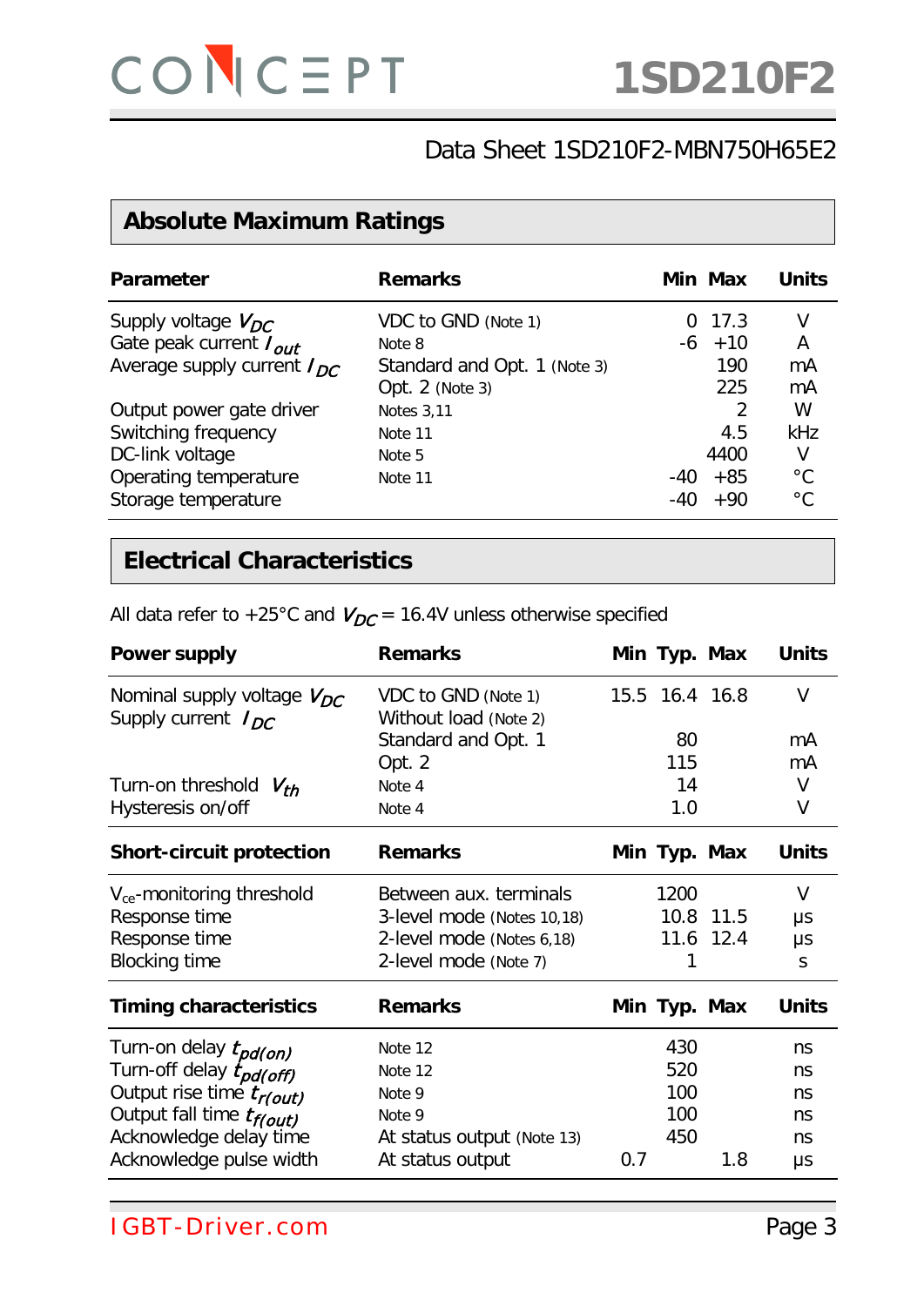# Data Sheet 1SD210F2-MBN750H65E2

## Absolute Maximum Ratings

| Parameter | Remarks | Min | Max | Units |
|---|---|---|---|---|
| Supply voltage $V_{DC}$ | VDC to GND (Note 1) | 0 | 17.3 | V |
| Gate peak current $I_{out}$ | Note 8 | -6 | +10 | A |
| Average supply current $I_{DC}$ | Standard and Opt. 1 (Note 3) | | 190 | mA |
| | Opt. 2 (Note 3) | | 225 | mA |
| Output power gate driver | Notes 3,11 | | 2 | W |
| Switching frequency | Note 11 | | 4.5 | kHz |
| DC-link voltage | Note 5 | | 4400 | V |
| Operating temperature | Note 11 | -40 | +85 | °C |
| Storage temperature | | -40 | +90 | °C |

## Electrical Characteristics

All data refer to +25°C and $V_{DC}$ = 16.4V unless otherwise specified

| Power supply | Remarks | Min | Typ. | Max | Units |
|---|---|---|---|---|---|
| Nominal supply voltage $V_{DC}$ | VDC to GND (Note 1) | 15.5 | 16.4 | 16.8 | V |
| Supply current $I_{DC}$ | Without load (Note 2) | | | | |
| | Standard and Opt. 1 | | 80 | | mA |
| | Opt. 2 | | 115 | | mA |
| Turn-on threshold $V_{th}$ | Note 4 | | 14 | | V |
| Hysteresis on/off | Note 4 | | 1.0 | | V |

| Short-circuit protection | Remarks | Min | Typ. | Max | Units |
|---|---|---|---|---|---|
| $V_{ce}$-monitoring threshold | Between aux. terminals | | 1200 | | V |
| Response time | 3-level mode (Notes 10,18) | | 10.8 | 11.5 | µs |
| Response time | 2-level mode (Notes 6,18) | | 11.6 | 12.4 | µs |
| Blocking time | 2-level mode (Note 7) | | 1 | | s |

| Timing characteristics | Remarks | Min | Typ. | Max | Units |
|---|---|---|---|---|---|
| Turn-on delay $t_{pd(on)}$ | Note 12 | | 430 | | ns |
| Turn-off delay $t_{pd(off)}$ | Note 12 | | 520 | | ns |
| Output rise time $t_{r(out)}$ | Note 9 | | 100 | | ns |
| Output fall time $t_{f(out)}$ | Note 9 | | 100 | | ns |
| Acknowledge delay time | At status output (Note 13) | | 450 | | ns |
| Acknowledge pulse width | At status output | 0.7 | | 1.8 | µs |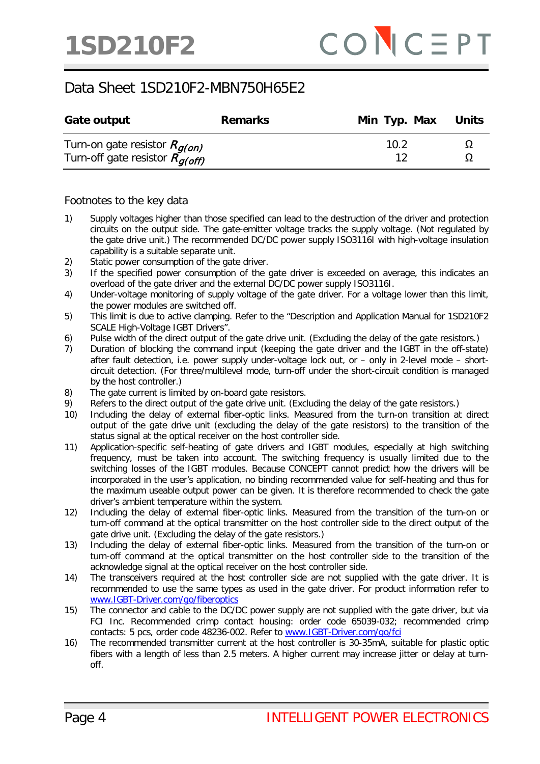# Data Sheet 1SD210F2-MBN750H65E2

| Gate output | Remarks | Min | Typ. | Max | Units |
|---|---|---|---|---|---|
| Turn-on gate resistor $R_{g(on)}$ | | | 10.2 | | Ω |
| Turn-off gate resistor $R_{g(off)}$ | | | 12 | | Ω |

## Footnotes to the key data

1) Supply voltages higher than those specified can lead to the destruction of the driver and protection circuits on the output side. The gate-emitter voltage tracks the supply voltage. (Not regulated by the gate drive unit.) The recommended DC/DC power supply ISO3116I with high-voltage insulation capability is a suitable separate unit.
2) Static power consumption of the gate driver.
3) If the specified power consumption of the gate driver is exceeded on average, this indicates an overload of the gate driver and the external DC/DC power supply ISO3116I.
4) Under-voltage monitoring of supply voltage of the gate driver. For a voltage lower than this limit, the power modules are switched off.
5) This limit is due to active clamping. Refer to the "Description and Application Manual for 1SD210F2 SCALE High-Voltage IGBT Drivers".
6) Pulse width of the direct output of the gate drive unit. (Excluding the delay of the gate resistors.)
7) Duration of blocking the command input (keeping the gate driver and the IGBT in the off-state) after fault detection, i.e. power supply under-voltage lock out, or – only in 2-level mode – short-circuit detection. (For three/multilevel mode, turn-off under the short-circuit condition is managed by the host controller.)
8) The gate current is limited by on-board gate resistors.
9) Refers to the direct output of the gate drive unit. (Excluding the delay of the gate resistors.)
10) Including the delay of external fiber-optic links. Measured from the turn-on transition at direct output of the gate drive unit (excluding the delay of the gate resistors) to the transition of the status signal at the optical receiver on the host controller side.
11) Application-specific self-heating of gate drivers and IGBT modules, especially at high switching frequency, must be taken into account. The switching frequency is usually limited due to the switching losses of the IGBT modules. Because CONCEPT cannot predict how the drivers will be incorporated in the user's application, no binding recommended value for self-heating and thus for the maximum useable output power can be given. It is therefore recommended to check the gate driver's ambient temperature within the system.
12) Including the delay of external fiber-optic links. Measured from the transition of the turn-on or turn-off command at the optical transmitter on the host controller side to the direct output of the gate drive unit. (Excluding the delay of the gate resistors.)
13) Including the delay of external fiber-optic links. Measured from the transition of the turn-on or turn-off command at the optical transmitter on the host controller side to the transition of the acknowledge signal at the optical receiver on the host controller side.
14) The transceivers required at the host controller side are not supplied with the gate driver. It is recommended to use the same types as used in the gate driver. For product information refer to www.IGBT-Driver.com/go/fiberoptics
15) The connector and cable to the DC/DC power supply are not supplied with the gate driver, but via FCI Inc. Recommended crimp contact housing: order code 65039-032; recommended crimp contacts: 5 pcs, order code 48236-002. Refer to www.IGBT-Driver.com/go/fci
16) The recommended transmitter current at the host controller is 30-35mA, suitable for plastic optic fibers with a length of less than 2.5 meters. A higher current may increase jitter or delay at turn-off.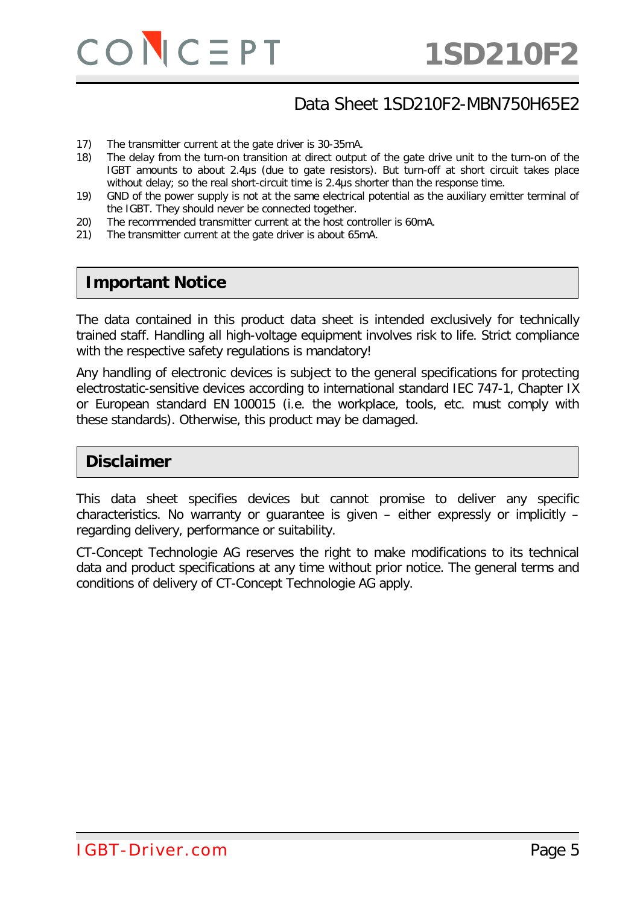17) The transmitter current at the gate driver is 30-35mA.
18) The delay from the turn-on transition at direct output of the gate drive unit to the turn-on of the IGBT amounts to about 2.4µs (due to gate resistors). But turn-off at short circuit takes place without delay; so the real short-circuit time is 2.4µs shorter than the response time.
19) GND of the power supply is not at the same electrical potential as the auxiliary emitter terminal of the IGBT. They should never be connected together.
20) The recommended transmitter current at the host controller is 60mA.
21) The transmitter current at the gate driver is about 65mA.

## Important Notice

The data contained in this product data sheet is intended exclusively for technically trained staff. Handling all high-voltage equipment involves risk to life. Strict compliance with the respective safety regulations is mandatory!

Any handling of electronic devices is subject to the general specifications for protecting electrostatic-sensitive devices according to international standard IEC 747-1, Chapter IX or European standard EN 100015 (i.e. the workplace, tools, etc. must comply with these standards). Otherwise, this product may be damaged.

## Disclaimer

This data sheet specifies devices but cannot promise to deliver any specific characteristics. No warranty or guarantee is given – either expressly or implicitly – regarding delivery, performance or suitability.

CT-Concept Technologie AG reserves the right to make modifications to its technical data and product specifications at any time without prior notice. The general terms and conditions of delivery of CT-Concept Technologie AG apply.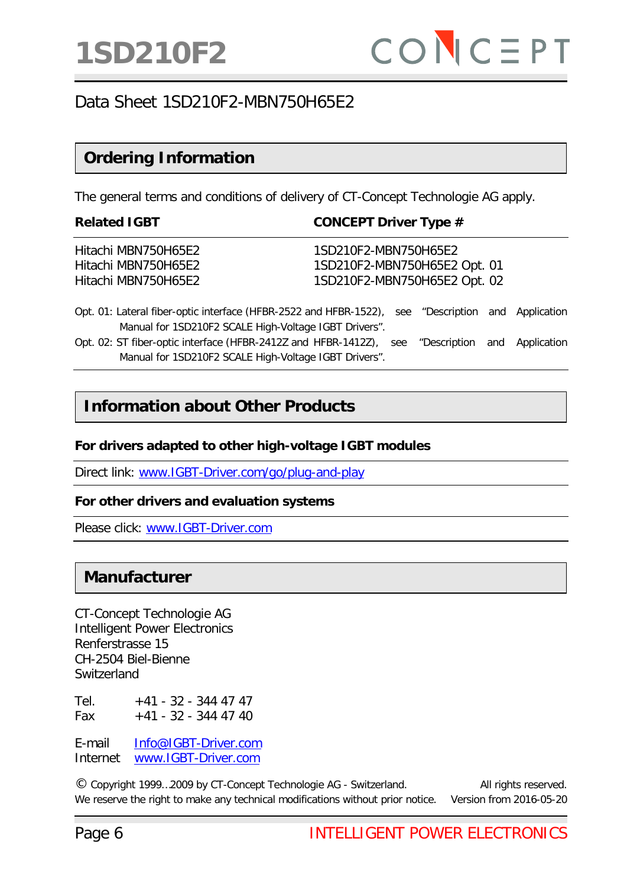Data Sheet 1SD210F2-MBN750H65E2

## Ordering Information

The general terms and conditions of delivery of CT-Concept Technologie AG apply.

| Related IGBT | CONCEPT Driver Type # |
|---|---|
| Hitachi MBN750H65E2 | 1SD210F2-MBN750H65E2 |
| Hitachi MBN750H65E2 | 1SD210F2-MBN750H65E2 Opt. 01 |
| Hitachi MBN750H65E2 | 1SD210F2-MBN750H65E2 Opt. 02 |

Opt. 01: Lateral fiber-optic interface (HFBR-2522 and HFBR-1522), see "Description and Application Manual for 1SD210F2 SCALE High-Voltage IGBT Drivers".

Opt. 02: ST fiber-optic interface (HFBR-2412Z and HFBR-1412Z), see "Description and Application Manual for 1SD210F2 SCALE High-Voltage IGBT Drivers".

## Information about Other Products

**For drivers adapted to other high-voltage IGBT modules**

Direct link: www.IGBT-Driver.com/go/plug-and-play

**For other drivers and evaluation systems**

Please click: www.IGBT-Driver.com

## Manufacturer

CT-Concept Technologie AG
Intelligent Power Electronics
Renferstrasse 15
CH-2504 Biel-Bienne
Switzerland

Tel. +41 - 32 - 344 47 47
Fax +41 - 32 - 344 47 40

E-mail Info@IGBT-Driver.com
Internet www.IGBT-Driver.com

© Copyright 1999...2009 by CT-Concept Technologie AG - Switzerland. All rights reserved.
We reserve the right to make any technical modifications without prior notice. Version from 2016-05-20